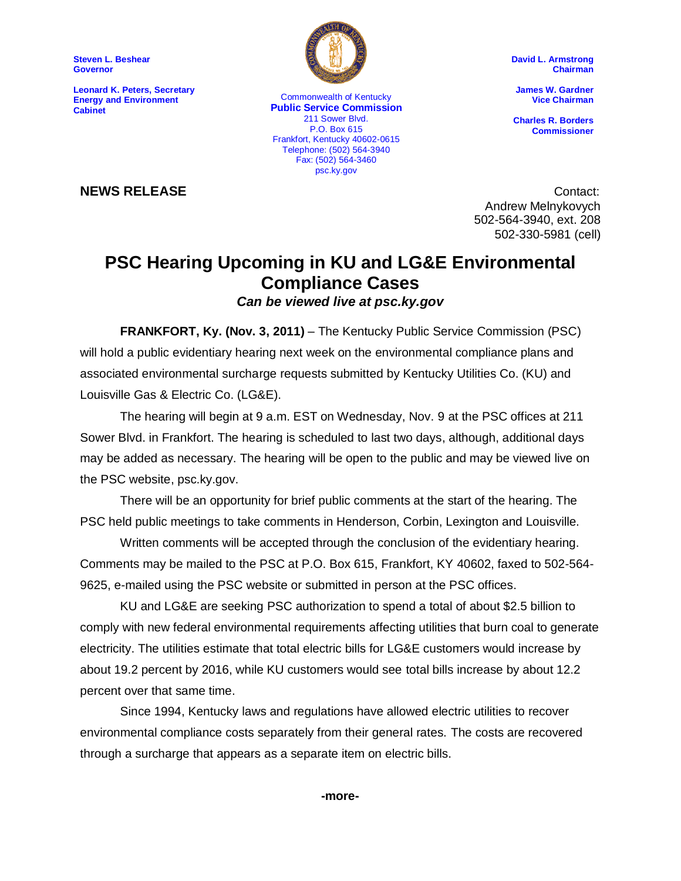Steven L. Beshear
Governor

Leonard K. Peters, Secretary
Energy and Environment Cabinet

Commonwealth of Kentucky
**Public Service Commission**
211 Sower Blvd.
P.O. Box 615
Frankfort, Kentucky 40602-0615
Telephone: (502) 564-3940
Fax: (502) 564-3460
psc.ky.gov

David L. Armstrong
Chairman

James W. Gardner
Vice Chairman

Charles R. Borders
Commissioner

**NEWS RELEASE**

Contact:
Andrew Melnykovych
502-564-3940, ext. 208
502-330-5981 (cell)

# PSC Hearing Upcoming in KU and LG&E Environmental Compliance Cases

***Can be viewed live at psc.ky.gov***

**FRANKFORT, Ky. (Nov. 3, 2011)** – The Kentucky Public Service Commission (PSC) will hold a public evidentiary hearing next week on the environmental compliance plans and associated environmental surcharge requests submitted by Kentucky Utilities Co. (KU) and Louisville Gas & Electric Co. (LG&E).

The hearing will begin at 9 a.m. EST on Wednesday, Nov. 9 at the PSC offices at 211 Sower Blvd. in Frankfort. The hearing is scheduled to last two days, although, additional days may be added as necessary. The hearing will be open to the public and may be viewed live on the PSC website, psc.ky.gov.

There will be an opportunity for brief public comments at the start of the hearing. The PSC held public meetings to take comments in Henderson, Corbin, Lexington and Louisville.

Written comments will be accepted through the conclusion of the evidentiary hearing. Comments may be mailed to the PSC at P.O. Box 615, Frankfort, KY 40602, faxed to 502-564-9625, e-mailed using the PSC website or submitted in person at the PSC offices.

KU and LG&E are seeking PSC authorization to spend a total of about $2.5 billion to comply with new federal environmental requirements affecting utilities that burn coal to generate electricity. The utilities estimate that total electric bills for LG&E customers would increase by about 19.2 percent by 2016, while KU customers would see total bills increase by about 12.2 percent over that same time.

Since 1994, Kentucky laws and regulations have allowed electric utilities to recover environmental compliance costs separately from their general rates. The costs are recovered through a surcharge that appears as a separate item on electric bills.

**-more-**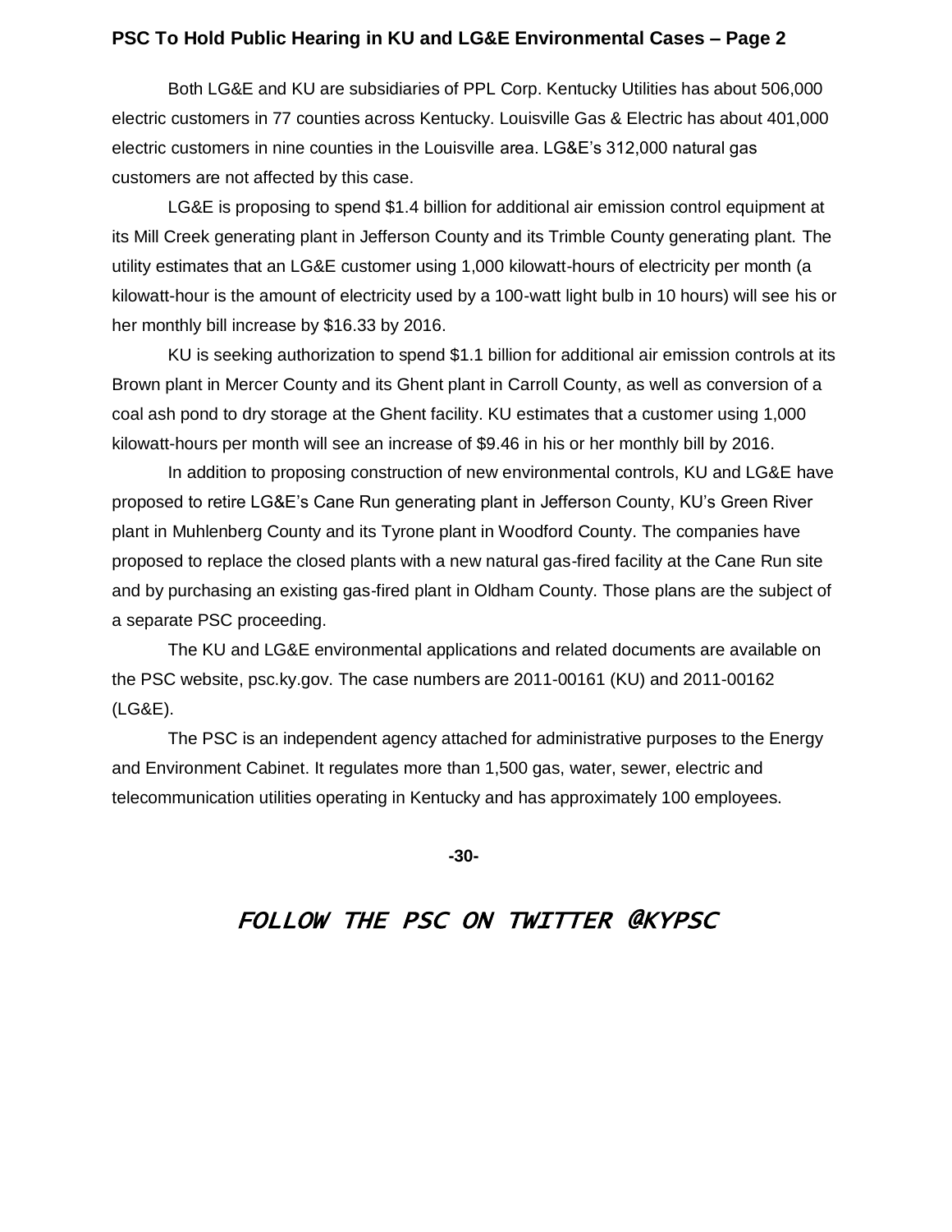Both LG&E and KU are subsidiaries of PPL Corp. Kentucky Utilities has about 506,000 electric customers in 77 counties across Kentucky. Louisville Gas & Electric has about 401,000 electric customers in nine counties in the Louisville area. LG&E's 312,000 natural gas customers are not affected by this case.

LG&E is proposing to spend $1.4 billion for additional air emission control equipment at its Mill Creek generating plant in Jefferson County and its Trimble County generating plant. The utility estimates that an LG&E customer using 1,000 kilowatt-hours of electricity per month (a kilowatt-hour is the amount of electricity used by a 100-watt light bulb in 10 hours) will see his or her monthly bill increase by $16.33 by 2016.

KU is seeking authorization to spend $1.1 billion for additional air emission controls at its Brown plant in Mercer County and its Ghent plant in Carroll County, as well as conversion of a coal ash pond to dry storage at the Ghent facility. KU estimates that a customer using 1,000 kilowatt-hours per month will see an increase of $9.46 in his or her monthly bill by 2016.

In addition to proposing construction of new environmental controls, KU and LG&E have proposed to retire LG&E's Cane Run generating plant in Jefferson County, KU's Green River plant in Muhlenberg County and its Tyrone plant in Woodford County. The companies have proposed to replace the closed plants with a new natural gas-fired facility at the Cane Run site and by purchasing an existing gas-fired plant in Oldham County. Those plans are the subject of a separate PSC proceeding.

The KU and LG&E environmental applications and related documents are available on the PSC website, psc.ky.gov. The case numbers are 2011-00161 (KU) and 2011-00162 (LG&E).

The PSC is an independent agency attached for administrative purposes to the Energy and Environment Cabinet. It regulates more than 1,500 gas, water, sewer, electric and telecommunication utilities operating in Kentucky and has approximately 100 employees.

**-30-**

## *FOLLOW THE PSC ON TWITTER @KYPSC*